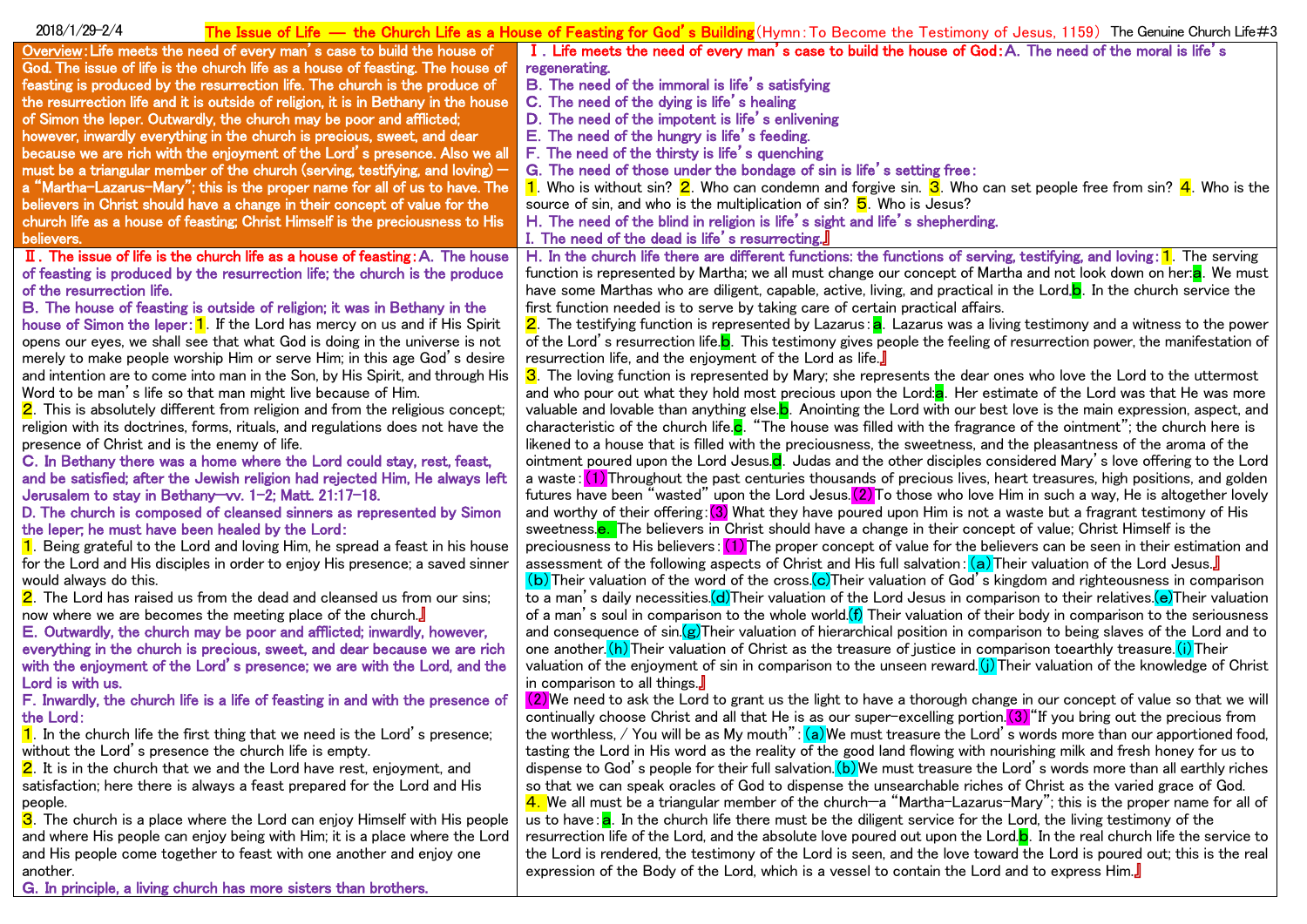2018/1/29-2/4 **The Issue of Life — the Church Life as a House of Feasting for God's Building** (Hymn: To Become the Testimony of Jesus, 1159) The Genuine Church Life#3

**Overview**: Life meets the need of every man's case to build the house of God. The issue of life is the church life as a house of feasting. The house of feasting is produced by the resurrection life. The church is the produce of the resurrection life and it is outside of religion, it is in Bethany in the house of Simon the leper. Outwardly, the church may be poor and afflicted; however, inwardly everything in the church is precious, sweet, and dear because we are rich with the enjoyment of the Lord's presence. Also we all must be a triangular member of the church (serving, testifying, and loving) — a "Martha-Lazarus-Mary"; this is the proper name for all of us to have. The believers in Christ should have a change in their concept of value for the church life as a house of feasting; Christ Himself is the preciousness to His believers.

## Ⅰ. Life meets the need of every man's case to build the house of God:

**A. The need of the moral is life's regenerating.**

**B. The need of the immoral is life's satisfying**

**C. The need of the dying is life's healing**

**D. The need of the impotent is life's enlivening**

**E. The need of the hungry is life's feeding.**

**F. The need of the thirsty is life's quenching**

**G. The need of those under the bondage of sin is life's setting free:**

1. Who is without sin? 2. Who can condemn and forgive sin. 3. Who can set people free from sin? 4. Who is the source of sin, and who is the multiplication of sin? 5. Who is Jesus?

**H. The need of the blind in religion is life's sight and life's shepherding.**

**I. The need of the dead is life's resurrecting.**』

## Ⅱ. The issue of life is the church life as a house of feasting:

**A. The house of feasting is produced by the resurrection life; the church is the produce of the resurrection life.**

**B. The house of feasting is outside of religion; it was in Bethany in the house of Simon the leper:**

1. If the Lord has mercy on us and if His Spirit opens our eyes, we shall see that what God is doing in the universe is not merely to make people worship Him or serve Him; in this age God's desire and intention are to come into man in the Son, by His Spirit, and through His Word to be man's life so that man might live because of Him.

2. This is absolutely different from religion and from the religious concept; religion with its doctrines, forms, rituals, and regulations does not have the presence of Christ and is the enemy of life.

**C. In Bethany there was a home where the Lord could stay, rest, feast, and be satisfied; after the Jewish religion had rejected Him, He always left Jerusalem to stay in Bethany—vv. 1-2; Matt. 21:17-18.**

**D. The church is composed of cleansed sinners as represented by Simon the leper; he must have been healed by the Lord:**

1. Being grateful to the Lord and loving Him, he spread a feast in his house for the Lord and His disciples in order to enjoy His presence; a saved sinner would always do this.

2. The Lord has raised us from the dead and cleansed us from our sins; now where we are becomes the meeting place of the church.』

**E. Outwardly, the church may be poor and afflicted; inwardly, however, everything in the church is precious, sweet, and dear because we are rich with the enjoyment of the Lord's presence; we are with the Lord, and the Lord is with us.**

**F. Inwardly, the church life is a life of feasting in and with the presence of the Lord:**

1. In the church life the first thing that we need is the Lord's presence; without the Lord's presence the church life is empty.

2. It is in the church that we and the Lord have rest, enjoyment, and satisfaction; here there is always a feast prepared for the Lord and His people.

3. The church is a place where the Lord can enjoy Himself with His people and where His people can enjoy being with Him; it is a place where the Lord and His people come together to feast with one another and enjoy one another.

**G. In principle, a living church has more sisters than brothers.**

**H. In the church life there are different functions: the functions of serving, testifying, and loving:**

1. The serving function is represented by Martha; we all must change our concept of Martha and not look down on her: a. We must have some Marthas who are diligent, capable, active, living, and practical in the Lord. b. In the church service the first function needed is to serve by taking care of certain practical affairs.

2. The testifying function is represented by Lazarus: a. Lazarus was a living testimony and a witness to the power of the Lord's resurrection life. b. This testimony gives people the feeling of resurrection power, the manifestation of resurrection life, and the enjoyment of the Lord as life.』

3. The loving function is represented by Mary; she represents the dear ones who love the Lord to the uttermost and who pour out what they hold most precious upon the Lord: a. Her estimate of the Lord was that He was more valuable and lovable than anything else. b. Anointing the Lord with our best love is the main expression, aspect, and characteristic of the church life. c. "The house was filled with the fragrance of the ointment"; the church here is likened to a house that is filled with the preciousness, the sweetness, and the pleasantness of the aroma of the ointment poured upon the Lord Jesus. d. Judas and the other disciples considered Mary's love offering to the Lord a waste: (1) Throughout the past centuries thousands of precious lives, heart treasures, high positions, and golden futures have been "wasted" upon the Lord Jesus. (2) To those who love Him in such a way, He is altogether lovely and worthy of their offering: (3) What they have poured upon Him is not a waste but a fragrant testimony of His sweetness. e. The believers in Christ should have a change in their concept of value; Christ Himself is the preciousness to His believers: (1) The proper concept of value for the believers can be seen in their estimation and assessment of the following aspects of Christ and His full salvation: (a) Their valuation of the Lord Jesus.』 (b) Their valuation of the word of the cross. (c) Their valuation of God's kingdom and righteousness in comparison to a man's daily necessities. (d) Their valuation of the Lord Jesus in comparison to their relatives. (e) Their valuation of a man's soul in comparison to the whole world. (f) Their valuation of their body in comparison to the seriousness and consequence of sin. (g) Their valuation of hierarchical position in comparison to being slaves of the Lord and to one another. (h) Their valuation of Christ as the treasure of justice in comparison toearthly treasure. (i) Their valuation of the enjoyment of sin in comparison to the unseen reward. (j) Their valuation of the knowledge of Christ in comparison to all things.』

(2) We need to ask the Lord to grant us the light to have a thorough change in our concept of value so that we will continually choose Christ and all that He is as our super-excelling portion. (3) "If you bring out the precious from the worthless, / You will be as My mouth": (a) We must treasure the Lord's words more than our apportioned food, tasting the Lord in His word as the reality of the good land flowing with nourishing milk and fresh honey for us to dispense to God's people for their full salvation. (b) We must treasure the Lord's words more than all earthly riches so that we can speak oracles of God to dispense the unsearchable riches of Christ as the varied grace of God.

4. We all must be a triangular member of the church—a "Martha-Lazarus-Mary"; this is the proper name for all of us to have: a. In the church life there must be the diligent service for the Lord, the living testimony of the resurrection life of the Lord, and the absolute love poured out upon the Lord. b. In the real church life the service to the Lord is rendered, the testimony of the Lord is seen, and the love toward the Lord is poured out; this is the real expression of the Body of the Lord, which is a vessel to contain the Lord and to express Him.』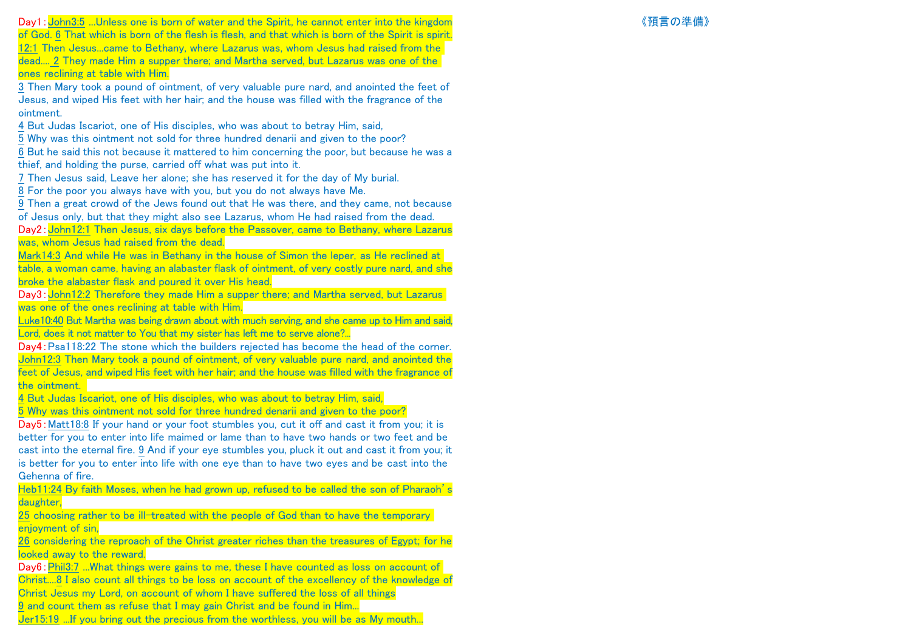《預言の準備》

Day1：John3:5 ...Unless one is born of water and the Spirit, he cannot enter into the kingdom of God. 6 That which is born of the flesh is flesh, and that which is born of the Spirit is spirit. 12:1 Then Jesus...came to Bethany, where Lazarus was, whom Jesus had raised from the dead.... 2 They made Him a supper there; and Martha served, but Lazarus was one of the ones reclining at table with Him.

3 Then Mary took a pound of ointment, of very valuable pure nard, and anointed the feet of Jesus, and wiped His feet with her hair; and the house was filled with the fragrance of the ointment.

4 But Judas Iscariot, one of His disciples, who was about to betray Him, said,

5 Why was this ointment not sold for three hundred denarii and given to the poor?

6 But he said this not because it mattered to him concerning the poor, but because he was a thief, and holding the purse, carried off what was put into it.

7 Then Jesus said, Leave her alone; she has reserved it for the day of My burial.

8 For the poor you always have with you, but you do not always have Me.

9 Then a great crowd of the Jews found out that He was there, and they came, not because of Jesus only, but that they might also see Lazarus, whom He had raised from the dead.

Day2：John12:1 Then Jesus, six days before the Passover, came to Bethany, where Lazarus was, whom Jesus had raised from the dead.

Mark14:3 And while He was in Bethany in the house of Simon the leper, as He reclined at table, a woman came, having an alabaster flask of ointment, of very costly pure nard, and she broke the alabaster flask and poured it over His head.

Day3：John12:2 Therefore they made Him a supper there; and Martha served, but Lazarus was one of the ones reclining at table with Him.

Luke10:40 But Martha was being drawn about with much serving, and she came up to Him and said, Lord, does it not matter to You that my sister has left me to serve alone?...

Day4：Psa118:22 The stone which the builders rejected has become the head of the corner.

John12:3 Then Mary took a pound of ointment, of very valuable pure nard, and anointed the feet of Jesus, and wiped His feet with her hair; and the house was filled with the fragrance of the ointment.

4 But Judas Iscariot, one of His disciples, who was about to betray Him, said,

5 Why was this ointment not sold for three hundred denarii and given to the poor?

Day5：Matt18:8 If your hand or your foot stumbles you, cut it off and cast it from you; it is better for you to enter into life maimed or lame than to have two hands or two feet and be cast into the eternal fire. 9 And if your eye stumbles you, pluck it out and cast it from you; it is better for you to enter into life with one eye than to have two eyes and be cast into the Gehenna of fire.

Heb11:24 By faith Moses, when he had grown up, refused to be called the son of Pharaoh's daughter,

25 choosing rather to be ill-treated with the people of God than to have the temporary enjoyment of sin,

26 considering the reproach of the Christ greater riches than the treasures of Egypt; for he looked away to the reward.

Day6：Phil3:7 ...What things were gains to me, these I have counted as loss on account of Christ....8 I also count all things to be loss on account of the excellency of the knowledge of Christ Jesus my Lord, on account of whom I have suffered the loss of all things

9 and count them as refuse that I may gain Christ and be found in Him...

Jer15:19 ...If you bring out the precious from the worthless, you will be as My mouth...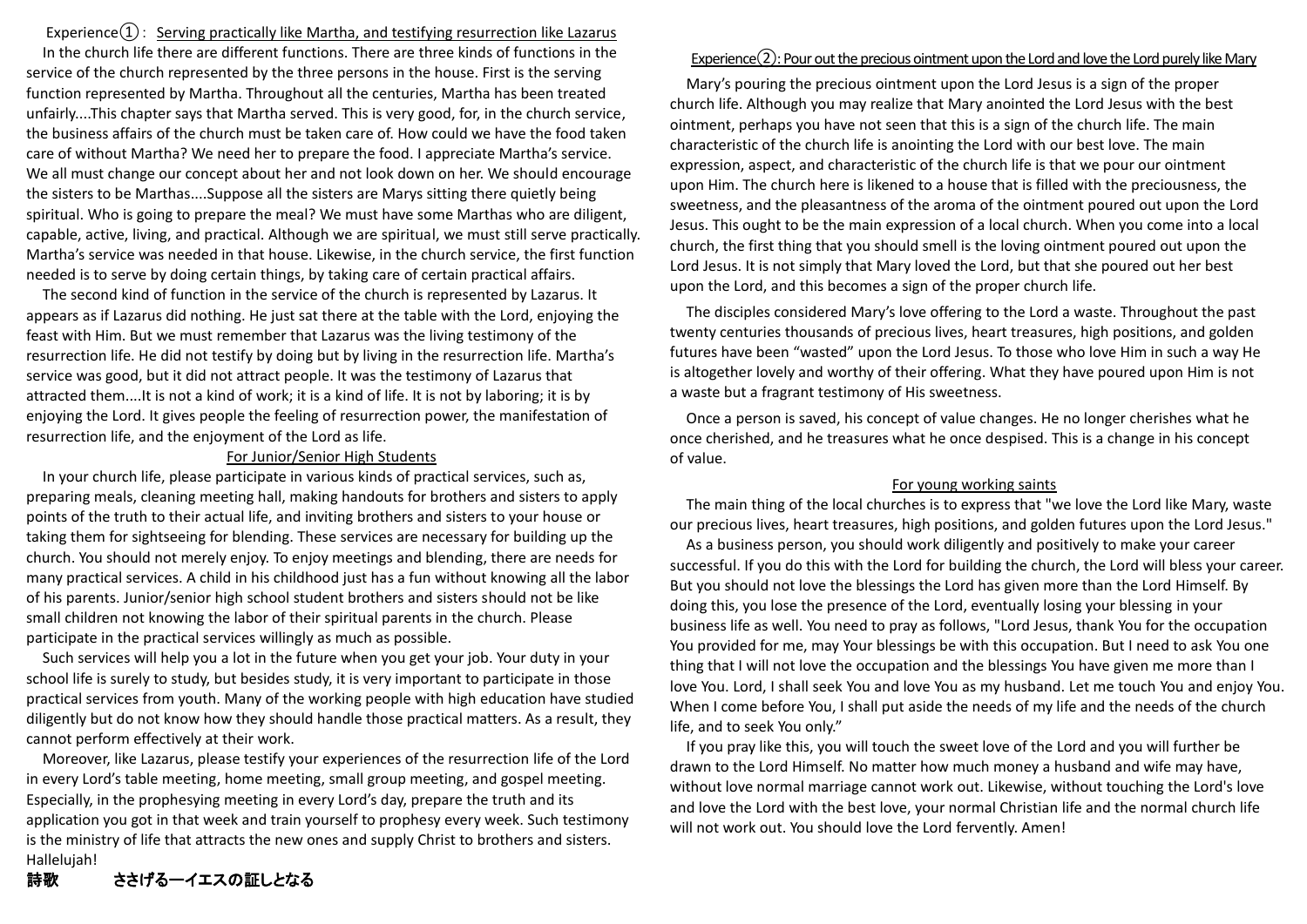### Experience①: Serving practically like Martha, and testifying resurrection like Lazarus

In the church life there are different functions. There are three kinds of functions in the service of the church represented by the three persons in the house. First is the serving function represented by Martha. Throughout all the centuries, Martha has been treated unfairly....This chapter says that Martha served. This is very good, for, in the church service, the business affairs of the church must be taken care of. How could we have the food taken care of without Martha? We need her to prepare the food. I appreciate Martha's service. We all must change our concept about her and not look down on her. We should encourage the sisters to be Marthas....Suppose all the sisters are Marys sitting there quietly being spiritual. Who is going to prepare the meal? We must have some Marthas who are diligent, capable, active, living, and practical. Although we are spiritual, we must still serve practically. Martha's service was needed in that house. Likewise, in the church service, the first function needed is to serve by doing certain things, by taking care of certain practical affairs.

The second kind of function in the service of the church is represented by Lazarus. It appears as if Lazarus did nothing. He just sat there at the table with the Lord, enjoying the feast with Him. But we must remember that Lazarus was the living testimony of the resurrection life. He did not testify by doing but by living in the resurrection life. Martha's service was good, but it did not attract people. It was the testimony of Lazarus that attracted them....It is not a kind of work; it is a kind of life. It is not by laboring; it is by enjoying the Lord. It gives people the feeling of resurrection power, the manifestation of resurrection life, and the enjoyment of the Lord as life.

#### For Junior/Senior High Students

In your church life, please participate in various kinds of practical services, such as, preparing meals, cleaning meeting hall, making handouts for brothers and sisters to apply points of the truth to their actual life, and inviting brothers and sisters to your house or taking them for sightseeing for blending. These services are necessary for building up the church. You should not merely enjoy. To enjoy meetings and blending, there are needs for many practical services. A child in his childhood just has a fun without knowing all the labor of his parents. Junior/senior high school student brothers and sisters should not be like small children not knowing the labor of their spiritual parents in the church. Please participate in the practical services willingly as much as possible.

Such services will help you a lot in the future when you get your job. Your duty in your school life is surely to study, but besides study, it is very important to participate in those practical services from youth. Many of the working people with high education have studied diligently but do not know how they should handle those practical matters. As a result, they cannot perform effectively at their work.

Moreover, like Lazarus, please testify your experiences of the resurrection life of the Lord in every Lord's table meeting, home meeting, small group meeting, and gospel meeting. Especially, in the prophesying meeting in every Lord's day, prepare the truth and its application you got in that week and train yourself to prophesy every week. Such testimony is the ministry of life that attracts the new ones and supply Christ to brothers and sisters. Hallelujah!

**詩歌　　　ささげる―イエスの証しとなる**

### Experience②: Pour out the precious ointment upon the Lord and love the Lord purely like Mary

Mary's pouring the precious ointment upon the Lord Jesus is a sign of the proper church life. Although you may realize that Mary anointed the Lord Jesus with the best ointment, perhaps you have not seen that this is a sign of the church life. The main characteristic of the church life is anointing the Lord with our best love. The main expression, aspect, and characteristic of the church life is that we pour our ointment upon Him. The church here is likened to a house that is filled with the preciousness, the sweetness, and the pleasantness of the aroma of the ointment poured out upon the Lord Jesus. This ought to be the main expression of a local church. When you come into a local church, the first thing that you should smell is the loving ointment poured out upon the Lord Jesus. It is not simply that Mary loved the Lord, but that she poured out her best upon the Lord, and this becomes a sign of the proper church life.

The disciples considered Mary's love offering to the Lord a waste. Throughout the past twenty centuries thousands of precious lives, heart treasures, high positions, and golden futures have been "wasted" upon the Lord Jesus. To those who love Him in such a way He is altogether lovely and worthy of their offering. What they have poured upon Him is not a waste but a fragrant testimony of His sweetness.

Once a person is saved, his concept of value changes. He no longer cherishes what he once cherished, and he treasures what he once despised. This is a change in his concept of value.

#### For young working saints

The main thing of the local churches is to express that "we love the Lord like Mary, waste our precious lives, heart treasures, high positions, and golden futures upon the Lord Jesus."

As a business person, you should work diligently and positively to make your career successful. If you do this with the Lord for building the church, the Lord will bless your career. But you should not love the blessings the Lord has given more than the Lord Himself. By doing this, you lose the presence of the Lord, eventually losing your blessing in your business life as well. You need to pray as follows, "Lord Jesus, thank You for the occupation You provided for me, may Your blessings be with this occupation. But I need to ask You one thing that I will not love the occupation and the blessings You have given me more than I love You. Lord, I shall seek You and love You as my husband. Let me touch You and enjoy You. When I come before You, I shall put aside the needs of my life and the needs of the church life, and to seek You only."

If you pray like this, you will touch the sweet love of the Lord and you will further be drawn to the Lord Himself. No matter how much money a husband and wife may have, without love normal marriage cannot work out. Likewise, without touching the Lord's love and love the Lord with the best love, your normal Christian life and the normal church life will not work out. You should love the Lord fervently. Amen!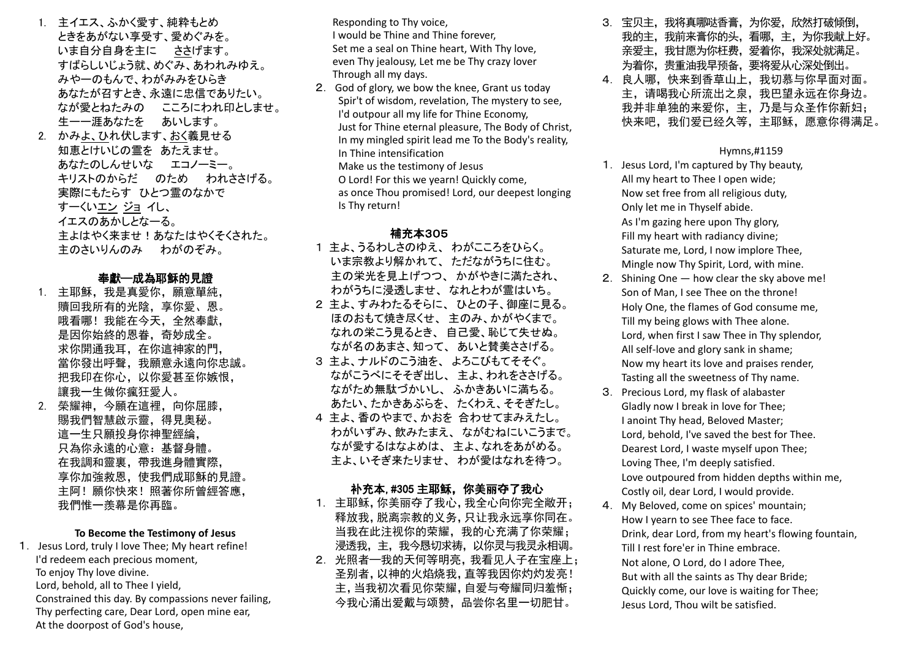1. 主イエス、ふかく愛す、純粋もとめ
   ときをあがない享受す、愛めぐみを。
   いま自分自身を主に　ささげます。
   すばらしいじょう就、めぐみ、あわれみゆえ。
   みや一のもんで、わがみみをひらき
   あなたが召すとき、永遠に忠信でありたい。
   なが愛とねたみの　こころにわれ印としませ。
   生一一涯あなたを　あいします。
2. かみよ、ひれ伏します、おく義見せる
   知恵とけいじの霊を　あたえませ。
   あなたのしんせいな　エコノーミー。
   キリストのからだ　のため　われささげる。
   実際にもたらす　ひとつ霊のなかで
   すーくいエン　ジョ　イし、
   イエスのあかしとなーる。
   主よはやく来ませ！あなたはやくそくされた。
   主のさいりんのみ　わがのぞみ。

**奉獻—成為耶穌的見證**

1. 主耶穌，我是真愛你，願意單純，
   贖回我所有的光陰，享你愛、恩。
   哦看哪！我能在今天，全然奉獻，
   是因你始終的恩眷，奇妙成全。
   求你開通我耳，在你這神家的門，
   當你發出呼聲，我願意永遠向你忠誠。
   把我印在你心，以你愛甚至你嫉恨，
   讓我一生做你瘋狂愛人。
2. 榮耀神，今願在這裡，向你屈膝，
   賜我們智慧啟示靈，得見奧秘。
   這一生只願投身你神聖經綸，
   只為你永遠的心意：基督身體。
   在我調和靈裏，帶我進身體實際，
   享你加強救恩，使我們成耶穌的見證。
   主阿！願你快來！照著你所曾經答應，
   我們惟一羨幕是你再臨。

**To Become the Testimony of Jesus**

1. Jesus Lord, truly I love Thee; My heart refine!
   I'd redeem each precious moment,
   To enjoy Thy love divine.
   Lord, behold, all to Thee I yield,
   Constrained this day. By compassions never failing,
   Thy perfecting care, Dear Lord, open mine ear,
   At the doorpost of God's house,
   Responding to Thy voice,
   I would be Thine and Thine forever,
   Set me a seal on Thine heart, With Thy love,
   even Thy jealousy, Let me be Thy crazy lover
   Through all my days.
2. God of glory, we bow the knee, Grant us today
   Spir't of wisdom, revelation, The mystery to see,
   I'd outpour all my life for Thine Economy,
   Just for Thine eternal pleasure, The Body of Christ,
   In my mingled spirit lead me To the Body's reality,
   In Thine intensification
   Make us the testimony of Jesus
   O Lord! For this we yearn! Quickly come,
   as once Thou promised! Lord, our deepest longing
   Is Thy return!

**補充本305**

1 主よ、うるわしさのゆえ、 わがこころをひらく。
  いま宗教より解かれて、 ただながうちに住む。
  主の栄光を見上げつつ、 かがやきに満たされ、
  わがうちに浸透しませ、 なれとわが霊はいち。
2 主よ、すみわたるそらに、 ひとの子、御座に見る。
  ほのおもて焼き尽くせ、 主のみ、かがやくまで。
  なれの栄こう見るとき、 自己愛、恥じて失せぬ。
  なが名のあまさ、知って、 あいと賛美ささげる。
3 主よ、ナルドのこう油を、 よろこびもてそそぐ。
  ながこうべにそそぎ出し、 主よ、われをささげる。
  ながため無駄づかいし、 ふかきあいに満ちる。
  あたい、たかきあぶらを、 たくわえ、そそぎたし。
4 主よ、香のやまで、かおを 合わせてまみえたし。
  わがいずみ、飲みたまえ、 ながむねにいこうまで。
  なが愛するはなよめは、 主よ、なれをあがめる。
  主よ、いそぎ来たりませ、 わが愛はなれを待つ。

**补充本, #305 主耶稣，你美丽夺了我心**

1. 主耶稣，你美丽夺了我心，我全心向你完全敞开；
   释放我，脱离宗教的义务，只让我永远享你同在。
   当我在此注视你的荣耀，我的心充满了你荣耀；
   浸透我，主，我今恳切求祷，以你灵与我灵永相调。
2. 光照者—我的天何等明亮，我看见人子在宝座上；
   圣别者，以神的火焰烧我，直等我因你灼灼发亮！
   主，当我初次看见你荣耀，自爱与夸耀同归羞惭；
   今我心涌出爱戴与颂赞，品尝你名里一切肥甘。
3. 宝贝主，我将真哪哒香膏，为你爱，欣然打破倾倒，
   我的主，我前来膏你的头，看哪，主，为你我献上好。
   亲爱主，我甘愿为你枉费，爱着你，我深处就满足。
   为着你，贵重油我早预备，要将爱从心深处倒出。
4. 良人哪，快来到香草山上，我切慕与你早面对面。
   主，请喝我心所流出之泉，我巴望永远在你身边。
   我并非单独的来爱你，主，乃是与众圣作你新妇；
   快来吧，我们爱已经久等，主耶稣，愿意你得满足。

Hymns,#1159

1. Jesus Lord, I'm captured by Thy beauty,
   All my heart to Thee I open wide;
   Now set free from all religious duty,
   Only let me in Thyself abide.
   As I'm gazing here upon Thy glory,
   Fill my heart with radiancy divine;
   Saturate me, Lord, I now implore Thee,
   Mingle now Thy Spirit, Lord, with mine.
2. Shining One — how clear the sky above me!
   Son of Man, I see Thee on the throne!
   Holy One, the flames of God consume me,
   Till my being glows with Thee alone.
   Lord, when first I saw Thee in Thy splendor,
   All self-love and glory sank in shame;
   Now my heart its love and praises render,
   Tasting all the sweetness of Thy name.
3. Precious Lord, my flask of alabaster
   Gladly now I break in love for Thee;
   I anoint Thy head, Beloved Master;
   Lord, behold, I've saved the best for Thee.
   Dearest Lord, I waste myself upon Thee;
   Loving Thee, I'm deeply satisfied.
   Love outpoured from hidden depths within me,
   Costly oil, dear Lord, I would provide.
4. My Beloved, come on spices' mountain;
   How I yearn to see Thee face to face.
   Drink, dear Lord, from my heart's flowing fountain,
   Till I rest fore'er in Thine embrace.
   Not alone, O Lord, do I adore Thee,
   But with all the saints as Thy dear Bride;
   Quickly come, our love is waiting for Thee;
   Jesus Lord, Thou wilt be satisfied.